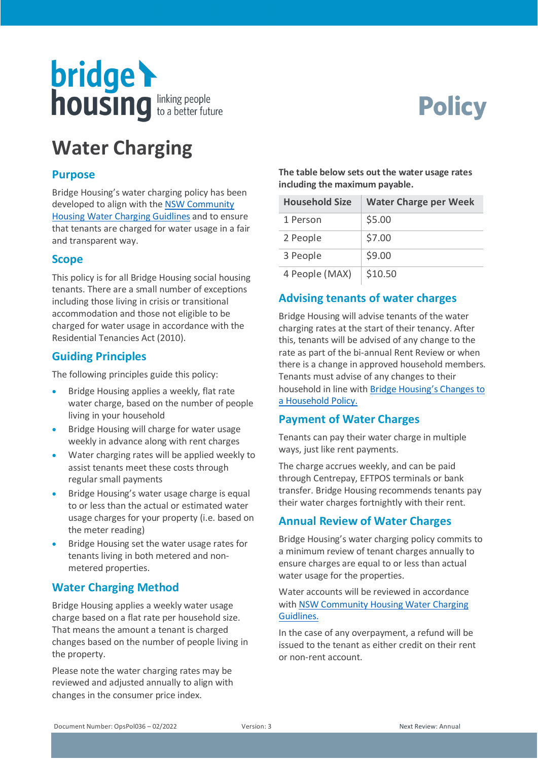# Water Charging

Policy

## Purpose

Bridge Housing's water charging policy has been developed to align with the NSW Community Housing Water Charging Guidlines and to ensure that tenants are charged for water usage in a fair and transparent way.

## Scope

This policy is for all Bridge Housing social housing tenants. There are a small number of exceptions including those living in crisis or transitional accommodation and those not eligible to be charged for water usage in accordance with the Residential Tenancies Act (2010).

## Guiding Principles

The following principles guide this policy:

- Bridge Housing applies a weekly, flat rate water charge, based on the number of people living in your household
- Bridge Housing will charge for water usage weekly in advance along with rent charges
- Water charging rates will be applied weekly to assist tenants meet these costs through regular small payments
- Bridge Housing's water usage charge is equal to or less than the actual or estimated water usage charges for your property (i.e. based on the meter reading)
- Bridge Housing set the water usage rates for tenants living in both metered and non-metered properties.

## Water Charging Method

Bridge Housing applies a weekly water usage charge based on a flat rate per household size. That means the amount a tenant is charged changes based on the number of people living in the property.

Please note the water charging rates may be reviewed and adjusted annually to align with changes in the consumer price index.

**The table below sets out the water usage rates including the maximum payable.**

| Household Size | Water Charge per Week |
|---|---|
| 1 Person | $5.00 |
| 2 People | $7.00 |
| 3 People | $9.00 |
| 4 People (MAX) | $10.50 |

## Advising tenants of water charges

Bridge Housing will advise tenants of the water charging rates at the start of their tenancy. After this, tenants will be advised of any change to the rate as part of the bi-annual Rent Review or when there is a change in approved household members. Tenants must advise of any changes to their household in line with Bridge Housing's Changes to a Household Policy.

## Payment of Water Charges

Tenants can pay their water charge in multiple ways, just like rent payments.

The charge accrues weekly, and can be paid through Centrepay, EFTPOS terminals or bank transfer. Bridge Housing recommends tenants pay their water charges fortnightly with their rent.

## Annual Review of Water Charges

Bridge Housing's water charging policy commits to a minimum review of tenant charges annually to ensure charges are equal to or less than actual water usage for the properties.

Water accounts will be reviewed in accordance with NSW Community Housing Water Charging Guidlines.

In the case of any overpayment, a refund will be issued to the tenant as either credit on their rent or non-rent account.

Document Number: OpsPol036 – 02/2022 Version: 3 Next Review: Annual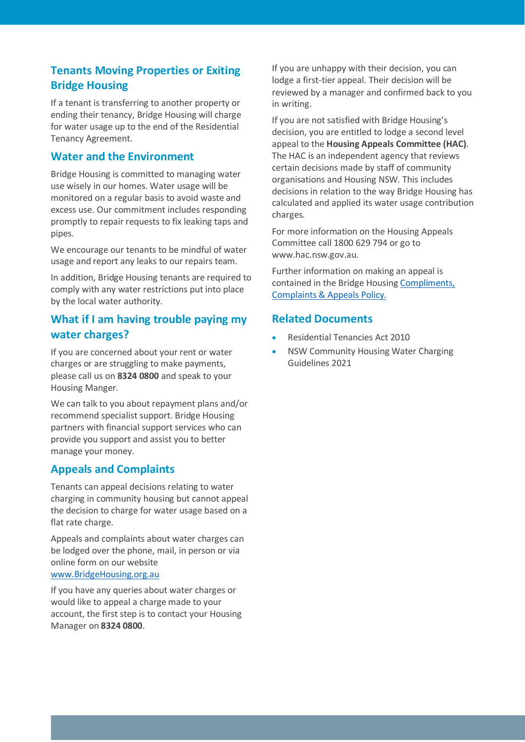## Tenants Moving Properties or Exiting Bridge Housing

If a tenant is transferring to another property or ending their tenancy, Bridge Housing will charge for water usage up to the end of the Residential Tenancy Agreement.

## Water and the Environment

Bridge Housing is committed to managing water use wisely in our homes. Water usage will be monitored on a regular basis to avoid waste and excess use. Our commitment includes responding promptly to repair requests to fix leaking taps and pipes.

We encourage our tenants to be mindful of water usage and report any leaks to our repairs team.

In addition, Bridge Housing tenants are required to comply with any water restrictions put into place by the local water authority.

## What if I am having trouble paying my water charges?

If you are concerned about your rent or water charges or are struggling to make payments, please call us on **8324 0800** and speak to your Housing Manger.

We can talk to you about repayment plans and/or recommend specialist support. Bridge Housing partners with financial support services who can provide you support and assist you to better manage your money.

## Appeals and Complaints

Tenants can appeal decisions relating to water charging in community housing but cannot appeal the decision to charge for water usage based on a flat rate charge.

Appeals and complaints about water charges can be lodged over the phone, mail, in person or via online form on our website [www.BridgeHousing.org.au](http://www.BridgeHousing.org.au)

If you have any queries about water charges or would like to appeal a charge made to your account, the first step is to contact your Housing Manager on **8324 0800**.

If you are unhappy with their decision, you can lodge a first-tier appeal. Their decision will be reviewed by a manager and confirmed back to you in writing.

If you are not satisfied with Bridge Housing's decision, you are entitled to lodge a second level appeal to the **Housing Appeals Committee (HAC)**. The HAC is an independent agency that reviews certain decisions made by staff of community organisations and Housing NSW. This includes decisions in relation to the way Bridge Housing has calculated and applied its water usage contribution charges.

For more information on the Housing Appeals Committee call 1800 629 794 or go to www.hac.nsw.gov.au.

Further information on making an appeal is contained in the Bridge Housing Compliments, Complaints & Appeals Policy.

## Related Documents

- Residential Tenancies Act 2010
- NSW Community Housing Water Charging Guidelines 2021